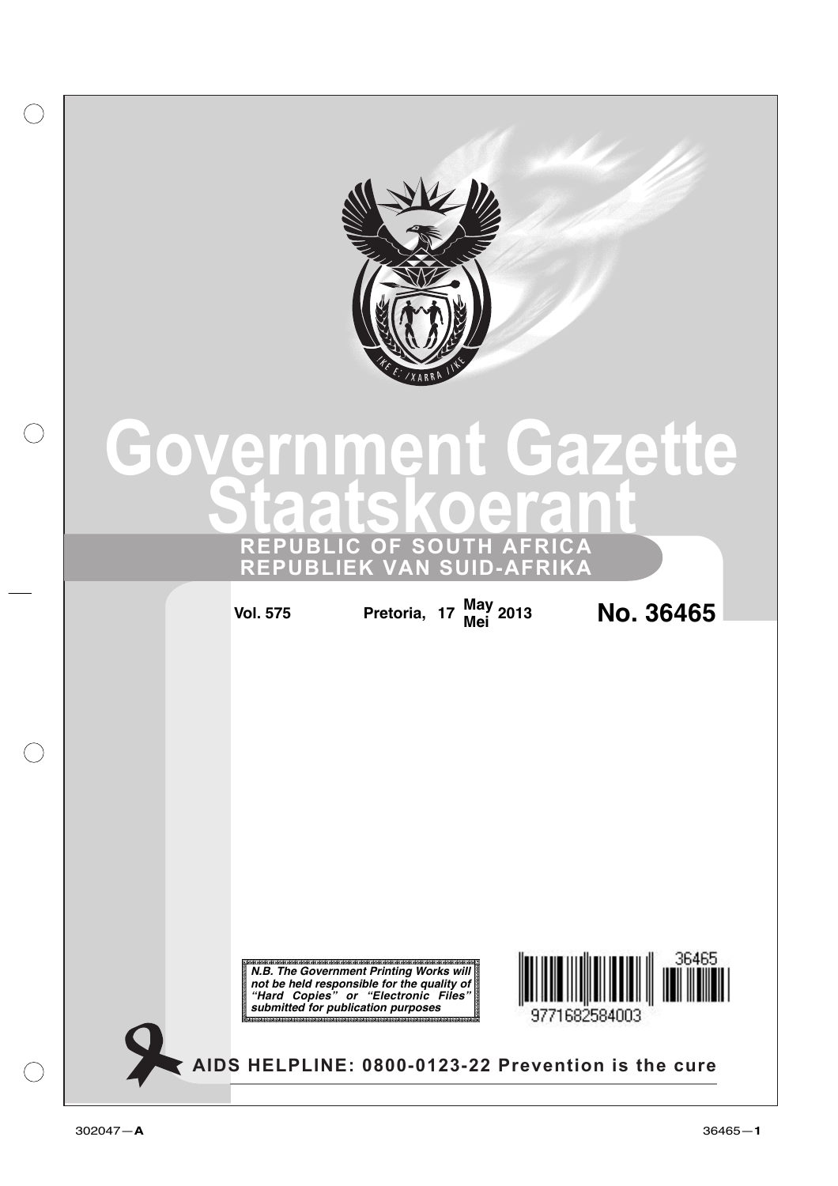# Government Gazette
# Staatskoerant

## REPUBLIC OF SOUTH AFRICA
## REPUBLIEK VAN SUID-AFRIKA

**Vol. 575** **Pretoria, 17 May / Mei 2013** **No. 36465**

***N.B. The Government Printing Works will not be held responsible for the quality of "Hard Copies" or "Electronic Files" submitted for publication purposes***

36465

9771682584003

**AIDS HELPLINE: 0800-0123-22 Prevention is the cure**

302047—**A**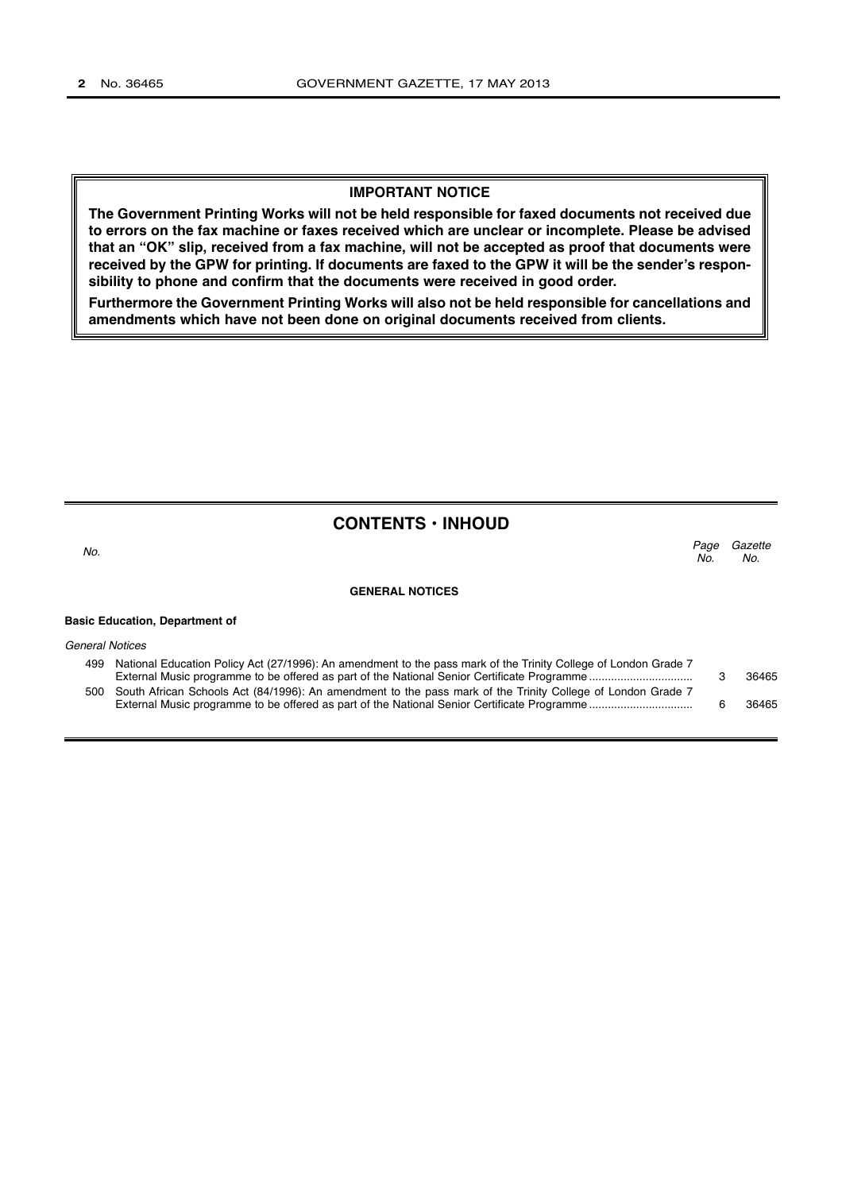**IMPORTANT NOTICE**

**The Government Printing Works will not be held responsible for faxed documents not received due to errors on the fax machine or faxes received which are unclear or incomplete. Please be advised that an "OK" slip, received from a fax machine, will not be accepted as proof that documents were received by the GPW for printing. If documents are faxed to the GPW it will be the sender's responsibility to phone and confirm that the documents were received in good order.**

**Furthermore the Government Printing Works will also not be held responsible for cancellations and amendments which have not been done on original documents received from clients.**

## CONTENTS · INHOUD

| *No.* | | *Page No.* | *Gazette No.* |
|---|---|---|---|
| | **GENERAL NOTICES** | | |
| | **Basic Education, Department of** | | |
| | *General Notices* | | |
| 499 | National Education Policy Act (27/1996): An amendment to the pass mark of the Trinity College of London Grade 7 External Music programme to be offered as part of the National Senior Certificate Programme | 3 | 36465 |
| 500 | South African Schools Act (84/1996): An amendment to the pass mark of the Trinity College of London Grade 7 External Music programme to be offered as part of the National Senior Certificate Programme | 6 | 36465 |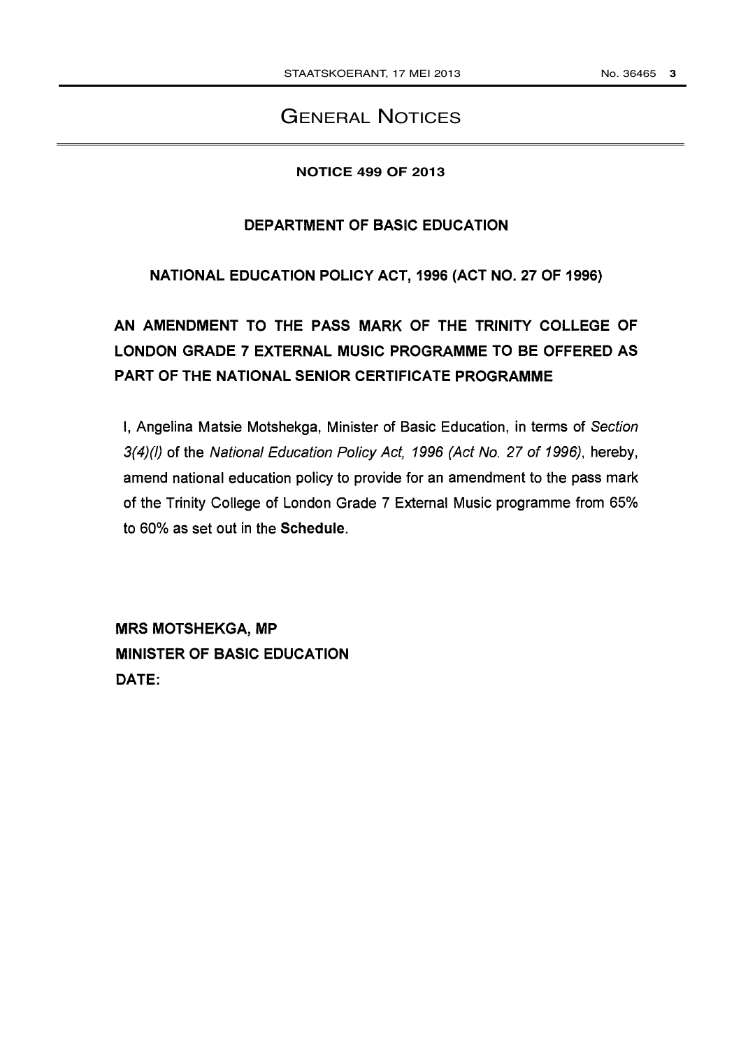# GENERAL NOTICES

**NOTICE 499 OF 2013**

**DEPARTMENT OF BASIC EDUCATION**

**NATIONAL EDUCATION POLICY ACT, 1996 (ACT NO. 27 OF 1996)**

**AN AMENDMENT TO THE PASS MARK OF THE TRINITY COLLEGE OF LONDON GRADE 7 EXTERNAL MUSIC PROGRAMME TO BE OFFERED AS PART OF THE NATIONAL SENIOR CERTIFICATE PROGRAMME**

I, Angelina Matsie Motshekga, Minister of Basic Education, in terms of *Section 3(4)(l)* of the *National Education Policy Act, 1996 (Act No. 27 of 1996)*, hereby, amend national education policy to provide for an amendment to the pass mark of the Trinity College of London Grade 7 External Music programme from 65% to 60% as set out in the **Schedule**.

**MRS MOTSHEKGA, MP**
**MINISTER OF BASIC EDUCATION**
**DATE:**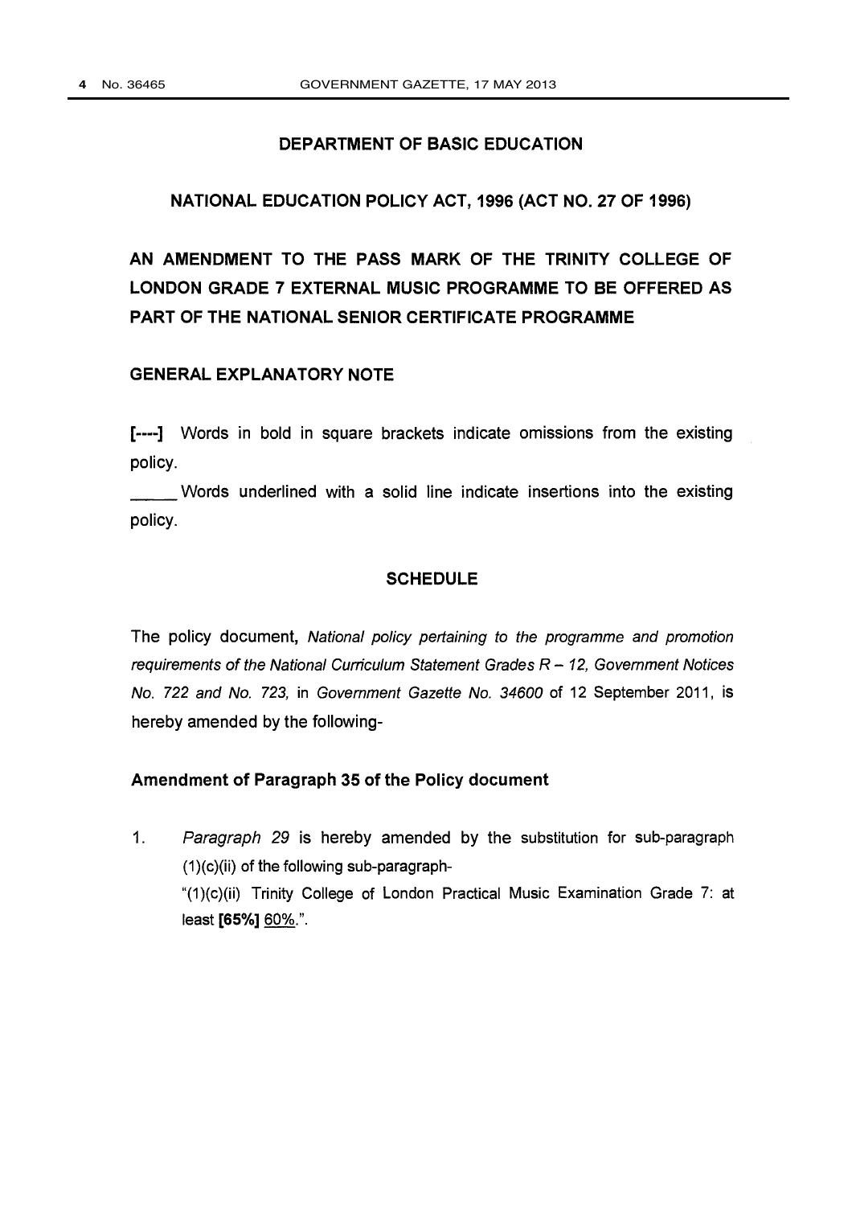**DEPARTMENT OF BASIC EDUCATION**

**NATIONAL EDUCATION POLICY ACT, 1996 (ACT NO. 27 OF 1996)**

# AN AMENDMENT TO THE PASS MARK OF THE TRINITY COLLEGE OF LONDON GRADE 7 EXTERNAL MUSIC PROGRAMME TO BE OFFERED AS PART OF THE NATIONAL SENIOR CERTIFICATE PROGRAMME

## GENERAL EXPLANATORY NOTE

**[----]** Words in bold in square brackets indicate omissions from the existing policy.

\_\_\_\_\_ Words underlined with a solid line indicate insertions into the existing policy.

## SCHEDULE

The policy document, *National policy pertaining to the programme and promotion requirements of the National Curriculum Statement Grades R – 12, Government Notices No. 722 and No. 723,* in *Government Gazette No. 34600* of 12 September 2011, is hereby amended by the following-

### Amendment of Paragraph 35 of the Policy document

1. *Paragraph 29* is hereby amended by the substitution for sub-paragraph (1)(c)(ii) of the following sub-paragraph-
   "(1)(c)(ii) Trinity College of London Practical Music Examination Grade 7: at least **[65%]** <u>60%</u>.".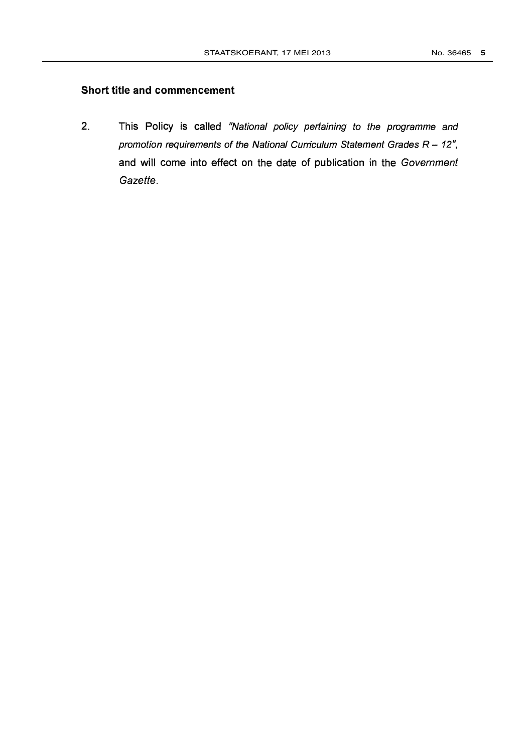### Short title and commencement

2. This Policy is called *"National policy pertaining to the programme and promotion requirements of the National Curriculum Statement Grades R – 12"*, and will come into effect on the date of publication in the *Government Gazette*.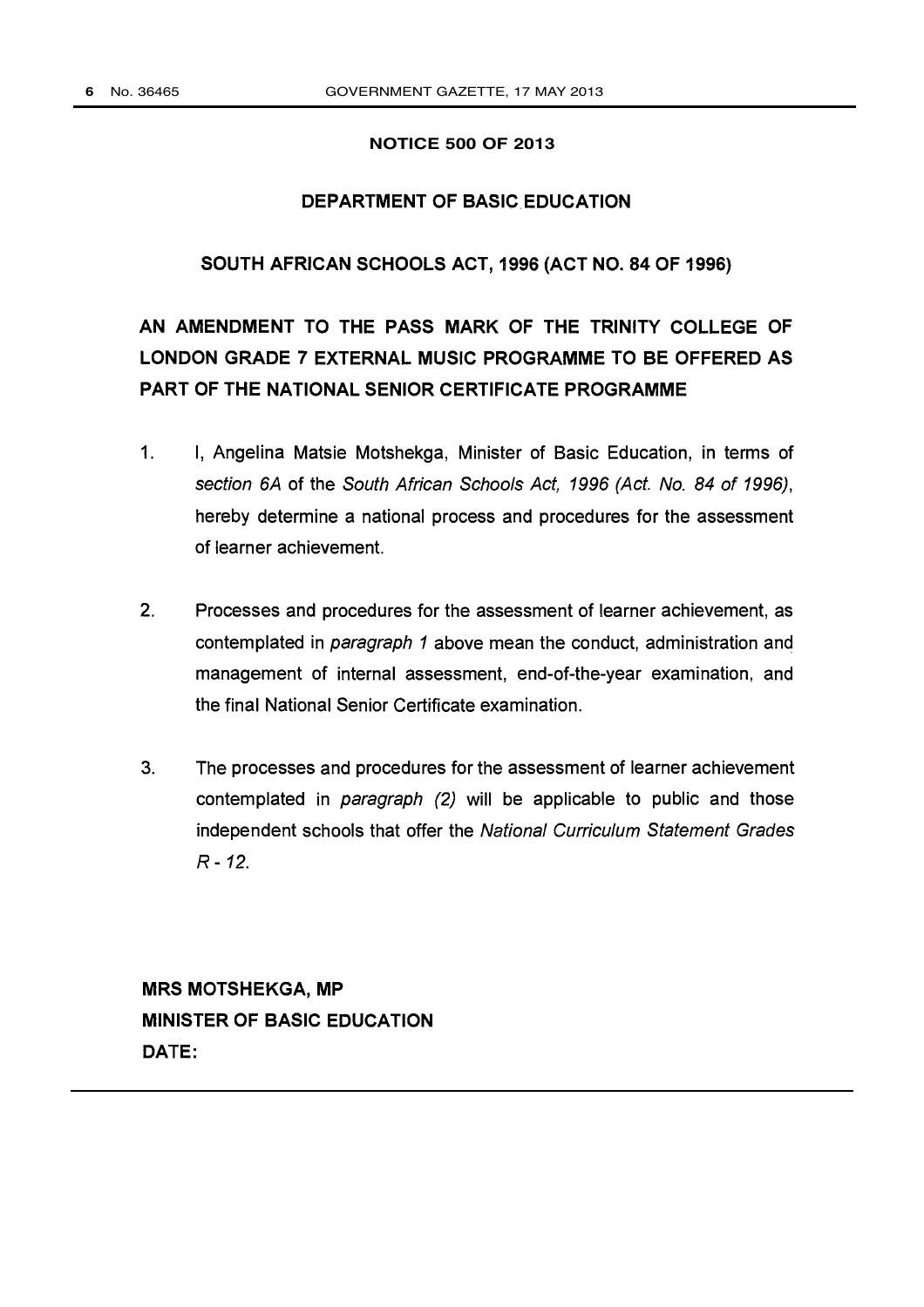**NOTICE 500 OF 2013**

**DEPARTMENT OF BASIC EDUCATION**

**SOUTH AFRICAN SCHOOLS ACT, 1996 (ACT NO. 84 OF 1996)**

**AN AMENDMENT TO THE PASS MARK OF THE TRINITY COLLEGE OF LONDON GRADE 7 EXTERNAL MUSIC PROGRAMME TO BE OFFERED AS PART OF THE NATIONAL SENIOR CERTIFICATE PROGRAMME**

1. I, Angelina Matsie Motshekga, Minister of Basic Education, in terms of *section 6A* of the *South African Schools Act, 1996 (Act. No. 84 of 1996)*, hereby determine a national process and procedures for the assessment of learner achievement.

2. Processes and procedures for the assessment of learner achievement, as contemplated in *paragraph 1* above mean the conduct, administration and management of internal assessment, end-of-the-year examination, and the final National Senior Certificate examination.

3. The processes and procedures for the assessment of learner achievement contemplated in *paragraph (2)* will be applicable to public and those independent schools that offer the *National Curriculum Statement Grades R - 12*.

**MRS MOTSHEKGA, MP**
**MINISTER OF BASIC EDUCATION**
**DATE:**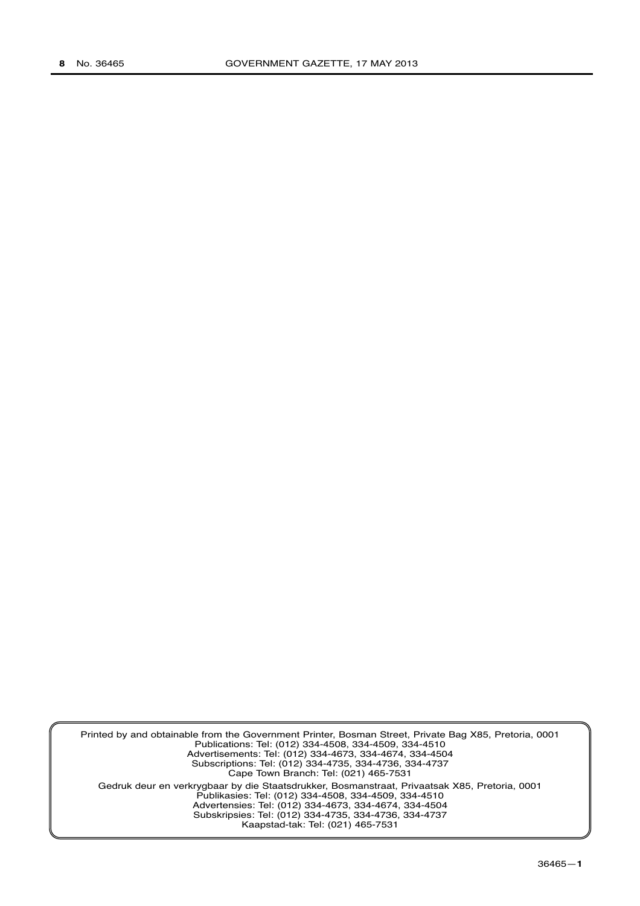Printed by and obtainable from the Government Printer, Bosman Street, Private Bag X85, Pretoria, 0001
Publications: Tel: (012) 334-4508, 334-4509, 334-4510
Advertisements: Tel: (012) 334-4673, 334-4674, 334-4504
Subscriptions: Tel: (012) 334-4735, 334-4736, 334-4737
Cape Town Branch: Tel: (021) 465-7531

Gedruk deur en verkrygbaar by die Staatsdrukker, Bosmanstraat, Privaatsak X85, Pretoria, 0001
Publikasies: Tel: (012) 334-4508, 334-4509, 334-4510
Advertensies: Tel: (012) 334-4673, 334-4674, 334-4504
Subskripsies: Tel: (012) 334-4735, 334-4736, 334-4737
Kaapstad-tak: Tel: (021) 465-7531